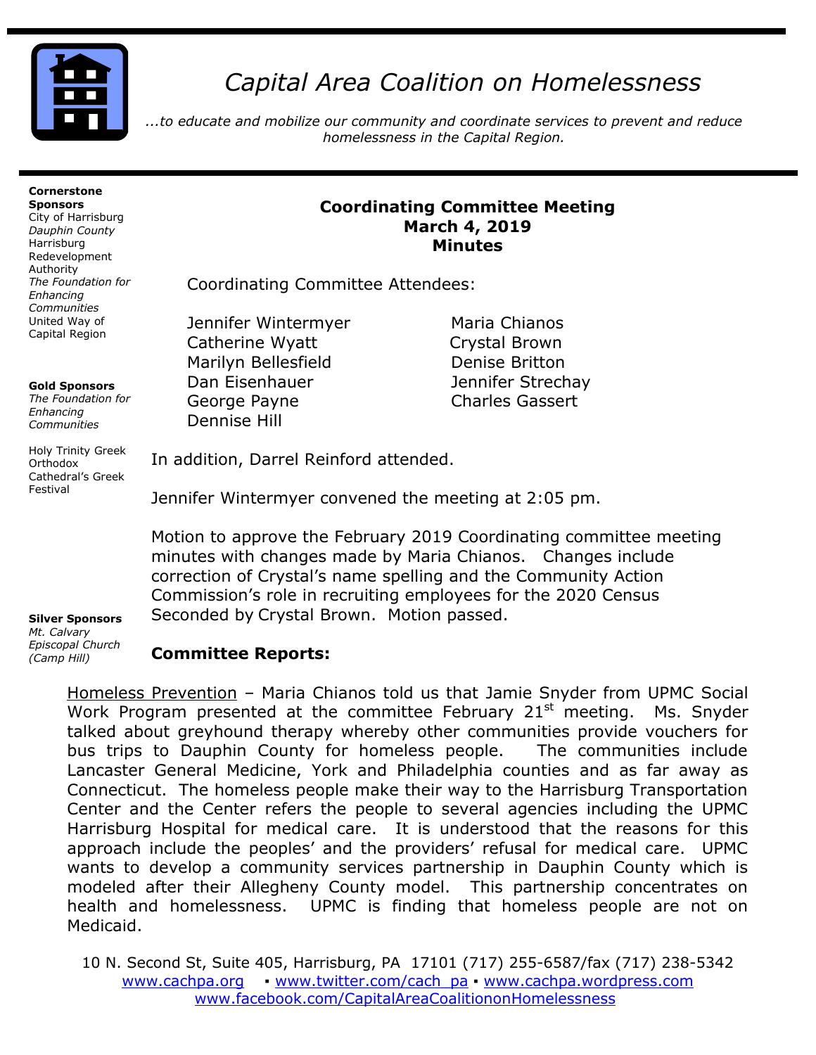# *Capital Area Coalition on Homelessness*

*...to educate and mobilize our community and coordinate services to prevent and reduce homelessness in the Capital Region.*

**Cornerstone Sponsors**
City of Harrisburg
*Dauphin County*
Harrisburg Redevelopment Authority
*The Foundation for Enhancing Communities*
United Way of Capital Region

**Gold Sponsors**
*The Foundation for Enhancing Communities*

Holy Trinity Greek Orthodox Cathedral's Greek Festival

**Silver Sponsors**
*Mt. Calvary Episcopal Church (Camp Hill)*

## Coordinating Committee Meeting
## March 4, 2019
## Minutes

Coordinating Committee Attendees:

Jennifer Wintermyer
Catherine Wyatt
Marilyn Bellesfield
Dan Eisenhauer
George Payne
Dennise Hill
Maria Chianos
Crystal Brown
Denise Britton
Jennifer Strechay
Charles Gassert

In addition, Darrel Reinford attended.

Jennifer Wintermyer convened the meeting at 2:05 pm.

Motion to approve the February 2019 Coordinating committee meeting minutes with changes made by Maria Chianos. Changes include correction of Crystal's name spelling and the Community Action Commission's role in recruiting employees for the 2020 Census Seconded by Crystal Brown. Motion passed.

**Committee Reports:**

Homeless Prevention – Maria Chianos told us that Jamie Snyder from UPMC Social Work Program presented at the committee February 21st meeting. Ms. Snyder talked about greyhound therapy whereby other communities provide vouchers for bus trips to Dauphin County for homeless people. The communities include Lancaster General Medicine, York and Philadelphia counties and as far away as Connecticut. The homeless people make their way to the Harrisburg Transportation Center and the Center refers the people to several agencies including the UPMC Harrisburg Hospital for medical care. It is understood that the reasons for this approach include the peoples' and the providers' refusal for medical care. UPMC wants to develop a community services partnership in Dauphin County which is modeled after their Allegheny County model. This partnership concentrates on health and homelessness. UPMC is finding that homeless people are not on Medicaid.

10 N. Second St, Suite 405, Harrisburg, PA 17101 (717) 255-6587/fax (717) 238-5342
www.cachpa.org ▪ www.twitter.com/cach_pa ▪ www.cachpa.wordpress.com
www.facebook.com/CapitalAreaCoalitiononHomelessness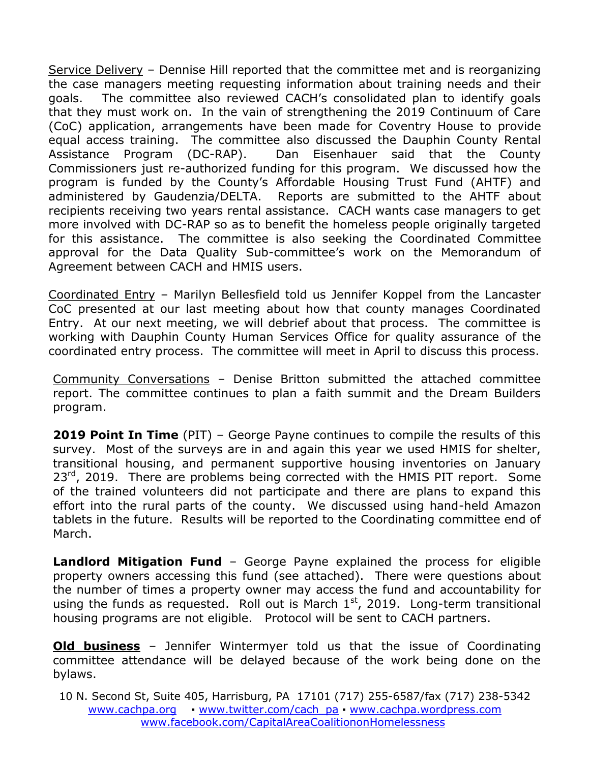Service Delivery – Dennise Hill reported that the committee met and is reorganizing the case managers meeting requesting information about training needs and their goals. The committee also reviewed CACH's consolidated plan to identify goals that they must work on. In the vain of strengthening the 2019 Continuum of Care (CoC) application, arrangements have been made for Coventry House to provide equal access training. The committee also discussed the Dauphin County Rental Assistance Program (DC-RAP). Dan Eisenhauer said that the County Commissioners just re-authorized funding for this program. We discussed how the program is funded by the County's Affordable Housing Trust Fund (AHTF) and administered by Gaudenzia/DELTA. Reports are submitted to the AHTF about recipients receiving two years rental assistance. CACH wants case managers to get more involved with DC-RAP so as to benefit the homeless people originally targeted for this assistance. The committee is also seeking the Coordinated Committee approval for the Data Quality Sub-committee's work on the Memorandum of Agreement between CACH and HMIS users.

Coordinated Entry – Marilyn Bellesfield told us Jennifer Koppel from the Lancaster CoC presented at our last meeting about how that county manages Coordinated Entry. At our next meeting, we will debrief about that process. The committee is working with Dauphin County Human Services Office for quality assurance of the coordinated entry process. The committee will meet in April to discuss this process.

Community Conversations – Denise Britton submitted the attached committee report. The committee continues to plan a faith summit and the Dream Builders program.

**2019 Point In Time** (PIT) – George Payne continues to compile the results of this survey. Most of the surveys are in and again this year we used HMIS for shelter, transitional housing, and permanent supportive housing inventories on January 23rd, 2019. There are problems being corrected with the HMIS PIT report. Some of the trained volunteers did not participate and there are plans to expand this effort into the rural parts of the county. We discussed using hand-held Amazon tablets in the future. Results will be reported to the Coordinating committee end of March.

**Landlord Mitigation Fund** – George Payne explained the process for eligible property owners accessing this fund (see attached). There were questions about the number of times a property owner may access the fund and accountability for using the funds as requested. Roll out is March 1st, 2019. Long-term transitional housing programs are not eligible. Protocol will be sent to CACH partners.

**Old business** – Jennifer Wintermyer told us that the issue of Coordinating committee attendance will be delayed because of the work being done on the bylaws.

10 N. Second St, Suite 405, Harrisburg, PA 17101 (717) 255-6587/fax (717) 238-5342
www.cachpa.org ▪ www.twitter.com/cach_pa ▪ www.cachpa.wordpress.com
www.facebook.com/CapitalAreaCoalitiononHomelessness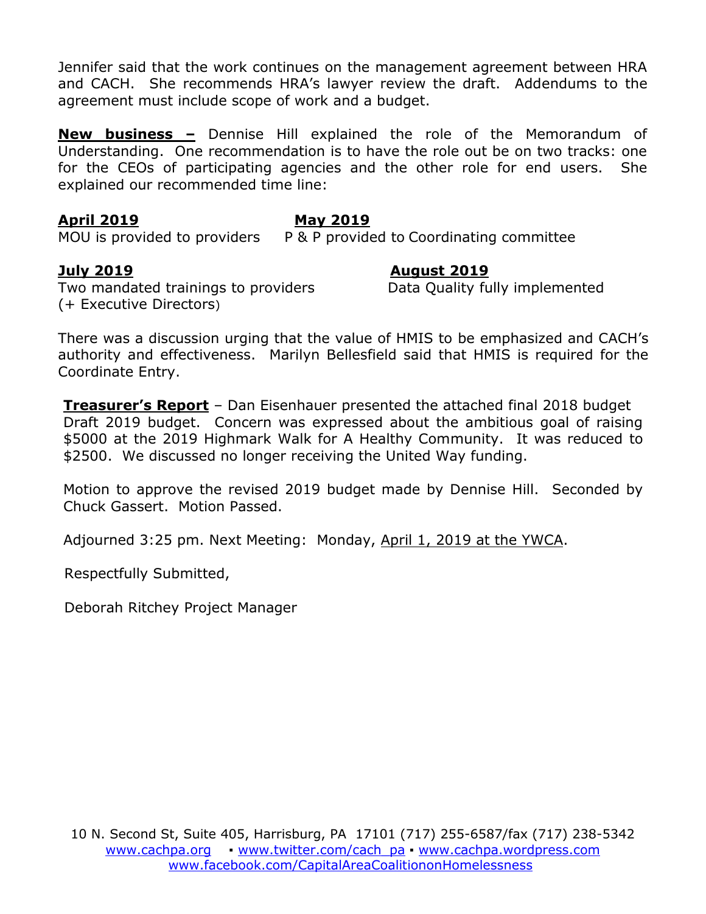Jennifer said that the work continues on the management agreement between HRA and CACH. She recommends HRA's lawyer review the draft. Addendums to the agreement must include scope of work and a budget.

**New business –** Dennise Hill explained the role of the Memorandum of Understanding. One recommendation is to have the role out be on two tracks: one for the CEOs of participating agencies and the other role for end users. She explained our recommended time line:

**April 2019**
MOU is provided to providers

**May 2019**
P & P provided to Coordinating committee

**July 2019**
Two mandated trainings to providers (+ Executive Directors)

**August 2019**
Data Quality fully implemented

There was a discussion urging that the value of HMIS to be emphasized and CACH's authority and effectiveness. Marilyn Bellesfield said that HMIS is required for the Coordinate Entry.

**Treasurer's Report** – Dan Eisenhauer presented the attached final 2018 budget Draft 2019 budget. Concern was expressed about the ambitious goal of raising $5000 at the 2019 Highmark Walk for A Healthy Community. It was reduced to $2500. We discussed no longer receiving the United Way funding.

Motion to approve the revised 2019 budget made by Dennise Hill. Seconded by Chuck Gassert. Motion Passed.

Adjourned 3:25 pm. Next Meeting: Monday, April 1, 2019 at the YWCA.

Respectfully Submitted,

Deborah Ritchey Project Manager

10 N. Second St, Suite 405, Harrisburg, PA 17101 (717) 255-6587/fax (717) 238-5342
www.cachpa.org ▪ www.twitter.com/cach_pa ▪ www.cachpa.wordpress.com
www.facebook.com/CapitalAreaCoalitiononHomelessness